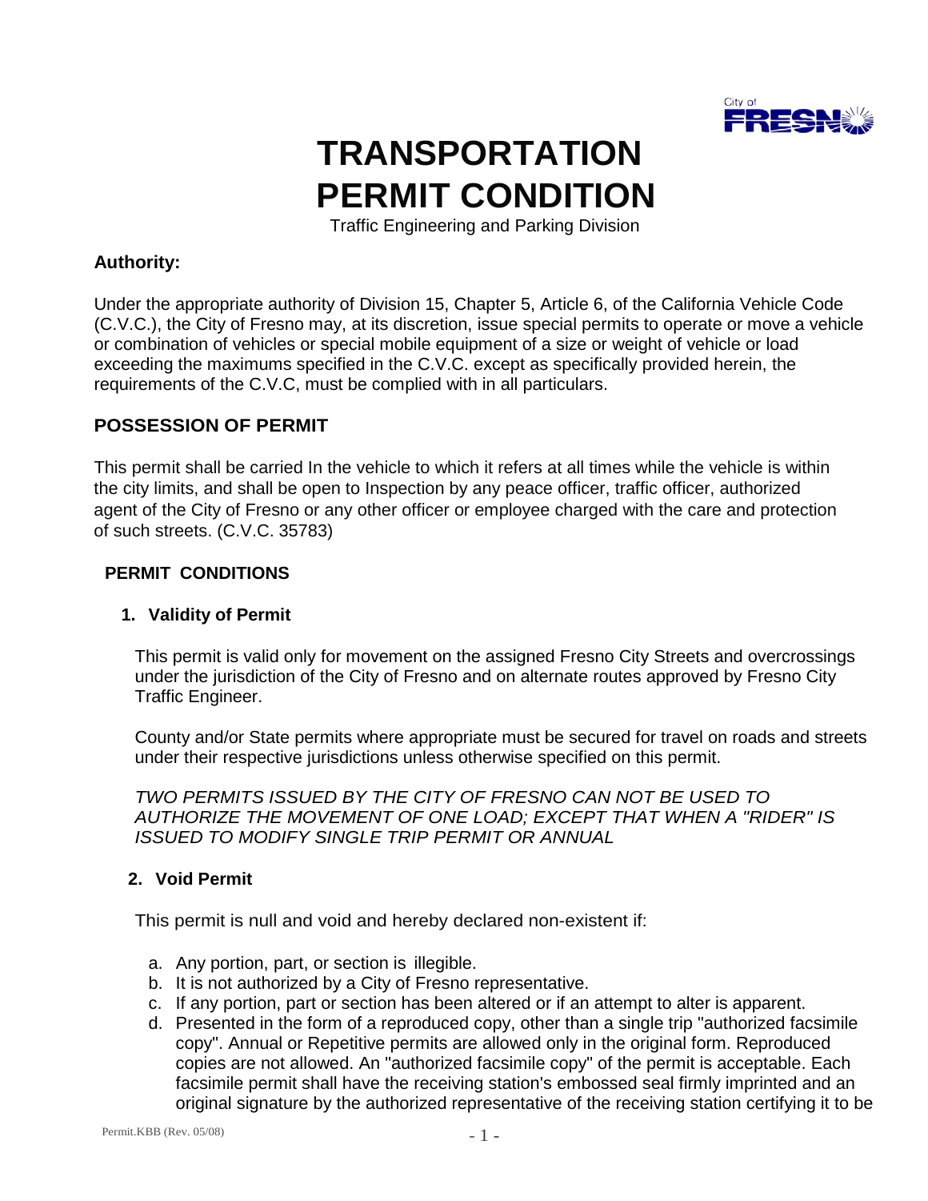// City of Fresno logo omitted (no image detected)

# TRANSPORTATION PERMIT CONDITION

Traffic Engineering and Parking Division

**Authority:**

Under the appropriate authority of Division 15, Chapter 5, Article 6, of the California Vehicle Code (C.V.C.), the City of Fresno may, at its discretion, issue special permits to operate or move a vehicle or combination of vehicles or special mobile equipment of a size or weight of vehicle or load exceeding the maximums specified in the C.V.C. except as specifically provided herein, the requirements of the C.V.C, must be complied with in all particulars.

## POSSESSION OF PERMIT

This permit shall be carried In the vehicle to which it refers at all times while the vehicle is within the city limits, and shall be open to Inspection by any peace officer, traffic officer, authorized agent of the City of Fresno or any other officer or employee charged with the care and protection of such streets. (C.V.C. 35783)

## PERMIT CONDITIONS

### 1. Validity of Permit

This permit is valid only for movement on the assigned Fresno City Streets and overcrossings under the jurisdiction of the City of Fresno and on alternate routes approved by Fresno City Traffic Engineer.

County and/or State permits where appropriate must be secured for travel on roads and streets under their respective jurisdictions unless otherwise specified on this permit.

*TWO PERMITS ISSUED BY THE CITY OF FRESNO CAN NOT BE USED TO AUTHORIZE THE MOVEMENT OF ONE LOAD; EXCEPT THAT WHEN A "RIDER" IS ISSUED TO MODIFY SINGLE TRIP PERMIT OR ANNUAL*

### 2. Void Permit

This permit is null and void and hereby declared non-existent if:

a. Any portion, part, or section is illegible.
b. It is not authorized by a City of Fresno representative.
c. If any portion, part or section has been altered or if an attempt to alter is apparent.
d. Presented in the form of a reproduced copy, other than a single trip "authorized facsimile copy". Annual or Repetitive permits are allowed only in the original form. Reproduced copies are not allowed. An "authorized facsimile copy" of the permit is acceptable. Each facsimile permit shall have the receiving station's embossed seal firmly imprinted and an original signature by the authorized representative of the receiving station certifying it to be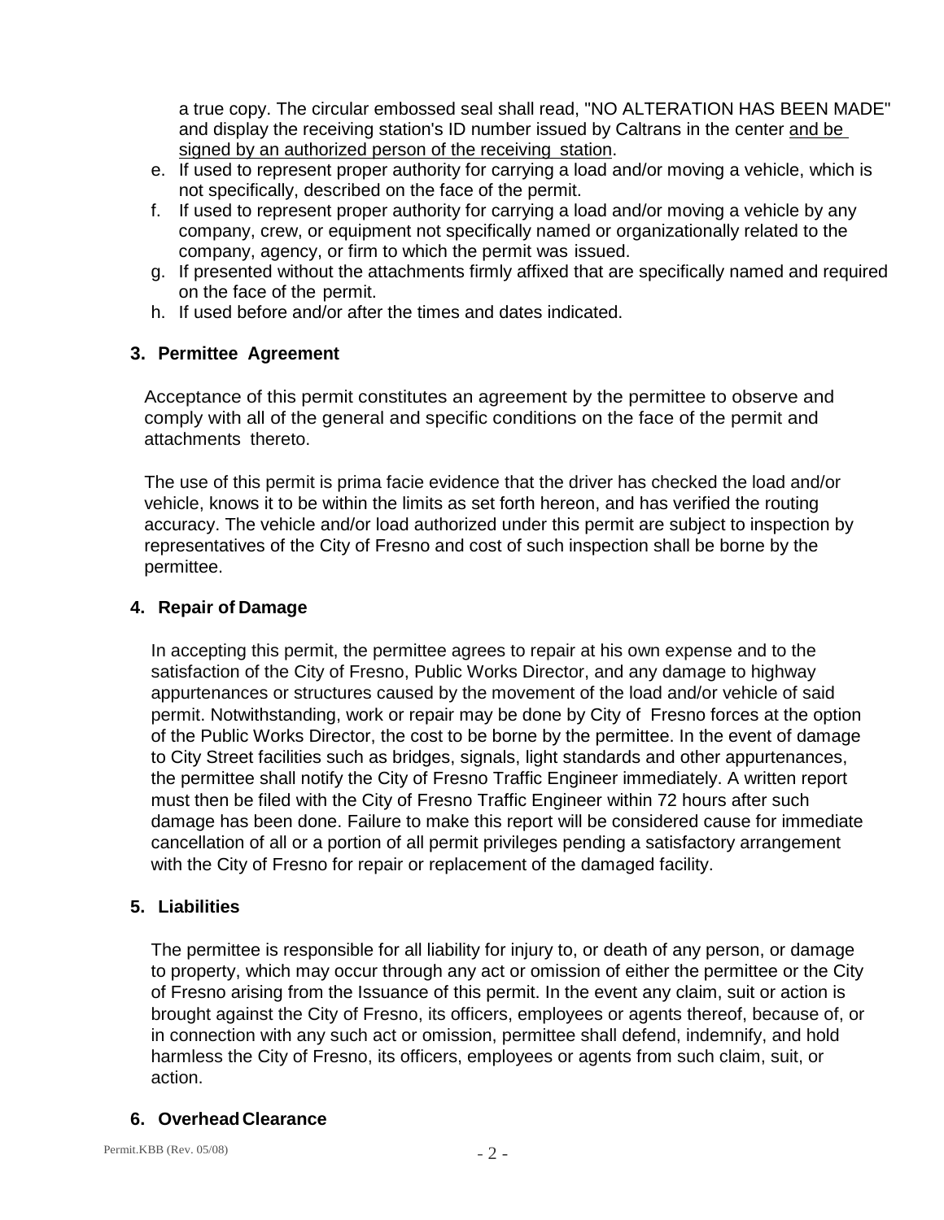a true copy. The circular embossed seal shall read, "NO ALTERATION HAS BEEN MADE" and display the receiving station's ID number issued by Caltrans in the center <u>and be signed by an authorized person of the receiving station</u>.

e. If used to represent proper authority for carrying a load and/or moving a vehicle, which is not specifically, described on the face of the permit.
f. If used to represent proper authority for carrying a load and/or moving a vehicle by any company, crew, or equipment not specifically named or organizationally related to the company, agency, or firm to which the permit was issued.
g. If presented without the attachments firmly affixed that are specifically named and required on the face of the permit.
h. If used before and/or after the times and dates indicated.

**3. Permittee Agreement**

Acceptance of this permit constitutes an agreement by the permittee to observe and comply with all of the general and specific conditions on the face of the permit and attachments thereto.

The use of this permit is prima facie evidence that the driver has checked the load and/or vehicle, knows it to be within the limits as set forth hereon, and has verified the routing accuracy. The vehicle and/or load authorized under this permit are subject to inspection by representatives of the City of Fresno and cost of such inspection shall be borne by the permittee.

**4. Repair of Damage**

In accepting this permit, the permittee agrees to repair at his own expense and to the satisfaction of the City of Fresno, Public Works Director, and any damage to highway appurtenances or structures caused by the movement of the load and/or vehicle of said permit. Notwithstanding, work or repair may be done by City of Fresno forces at the option of the Public Works Director, the cost to be borne by the permittee. In the event of damage to City Street facilities such as bridges, signals, light standards and other appurtenances, the permittee shall notify the City of Fresno Traffic Engineer immediately. A written report must then be filed with the City of Fresno Traffic Engineer within 72 hours after such damage has been done. Failure to make this report will be considered cause for immediate cancellation of all or a portion of all permit privileges pending a satisfactory arrangement with the City of Fresno for repair or replacement of the damaged facility.

**5. Liabilities**

The permittee is responsible for all liability for injury to, or death of any person, or damage to property, which may occur through any act or omission of either the permittee or the City of Fresno arising from the Issuance of this permit. In the event any claim, suit or action is brought against the City of Fresno, its officers, employees or agents thereof, because of, or in connection with any such act or omission, permittee shall defend, indemnify, and hold harmless the City of Fresno, its officers, employees or agents from such claim, suit, or action.

**6. Overhead Clearance**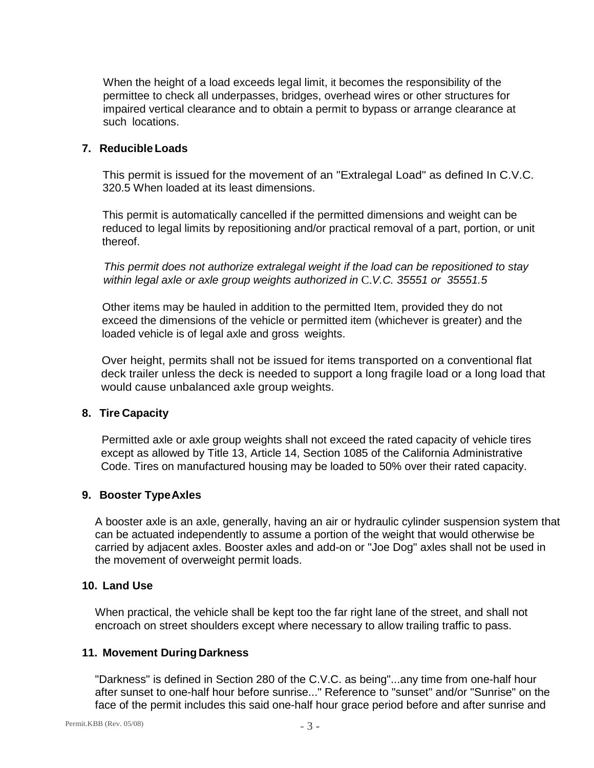When the height of a load exceeds legal limit, it becomes the responsibility of the permittee to check all underpasses, bridges, overhead wires or other structures for impaired vertical clearance and to obtain a permit to bypass or arrange clearance at such locations.

**7. Reducible Loads**

This permit is issued for the movement of an "Extralegal Load" as defined In C.V.C. 320.5 When loaded at its least dimensions.

This permit is automatically cancelled if the permitted dimensions and weight can be reduced to legal limits by repositioning and/or practical removal of a part, portion, or unit thereof.

*This permit does not authorize extralegal weight if the load can be repositioned to stay within legal axle or axle group weights authorized in C.V.C. 35551 or 35551.5*

Other items may be hauled in addition to the permitted Item, provided they do not exceed the dimensions of the vehicle or permitted item (whichever is greater) and the loaded vehicle is of legal axle and gross weights.

Over height, permits shall not be issued for items transported on a conventional flat deck trailer unless the deck is needed to support a long fragile load or a long load that would cause unbalanced axle group weights.

**8. Tire Capacity**

Permitted axle or axle group weights shall not exceed the rated capacity of vehicle tires except as allowed by Title 13, Article 14, Section 1085 of the California Administrative Code. Tires on manufactured housing may be loaded to 50% over their rated capacity.

**9. Booster Type Axles**

A booster axle is an axle, generally, having an air or hydraulic cylinder suspension system that can be actuated independently to assume a portion of the weight that would otherwise be carried by adjacent axles. Booster axles and add-on or "Joe Dog" axles shall not be used in the movement of overweight permit loads.

**10. Land Use**

When practical, the vehicle shall be kept too the far right lane of the street, and shall not encroach on street shoulders except where necessary to allow trailing traffic to pass.

**11. Movement During Darkness**

"Darkness" is defined in Section 280 of the C.V.C. as being"...any time from one-half hour after sunset to one-half hour before sunrise..." Reference to "sunset" and/or "Sunrise" on the face of the permit includes this said one-half hour grace period before and after sunrise and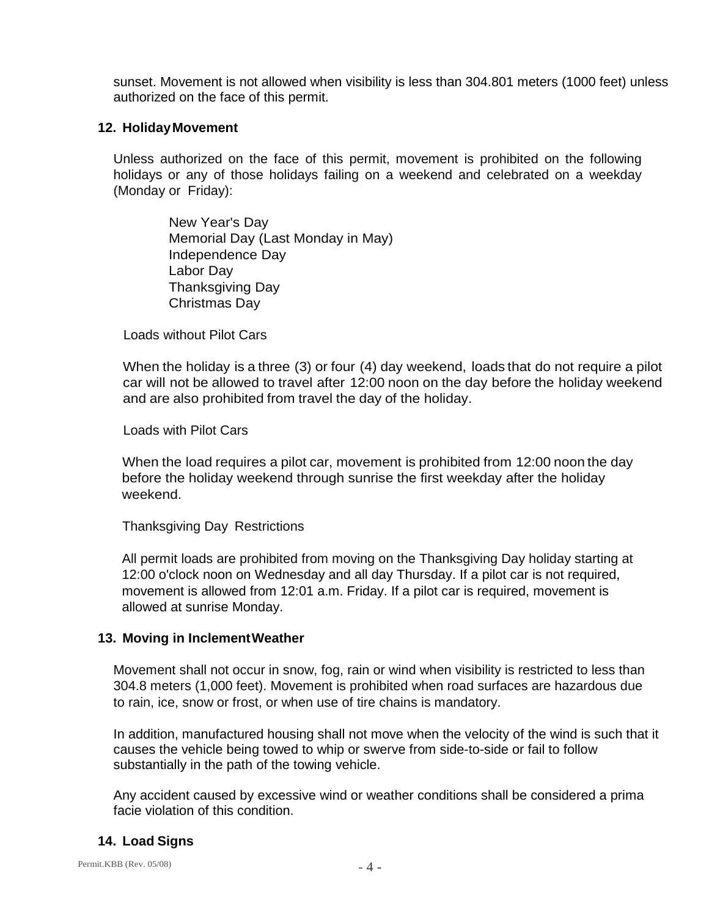sunset. Movement is not allowed when visibility is less than 304.801 meters (1000 feet) unless authorized on the face of this permit.

### 12. Holiday Movement

Unless authorized on the face of this permit, movement is prohibited on the following holidays or any of those holidays failing on a weekend and celebrated on a weekday (Monday or Friday):

New Year's Day
Memorial Day (Last Monday in May)
Independence Day
Labor Day
Thanksgiving Day
Christmas Day

Loads without Pilot Cars

When the holiday is a three (3) or four (4) day weekend, loads that do not require a pilot car will not be allowed to travel after 12:00 noon on the day before the holiday weekend and are also prohibited from travel the day of the holiday.

Loads with Pilot Cars

When the load requires a pilot car, movement is prohibited from 12:00 noon the day before the holiday weekend through sunrise the first weekday after the holiday weekend.

Thanksgiving Day Restrictions

All permit loads are prohibited from moving on the Thanksgiving Day holiday starting at 12:00 o'clock noon on Wednesday and all day Thursday. If a pilot car is not required, movement is allowed from 12:01 a.m. Friday. If a pilot car is required, movement is allowed at sunrise Monday.

### 13. Moving in Inclement Weather

Movement shall not occur in snow, fog, rain or wind when visibility is restricted to less than 304.8 meters (1,000 feet). Movement is prohibited when road surfaces are hazardous due to rain, ice, snow or frost, or when use of tire chains is mandatory.

In addition, manufactured housing shall not move when the velocity of the wind is such that it causes the vehicle being towed to whip or swerve from side-to-side or fail to follow substantially in the path of the towing vehicle.

Any accident caused by excessive wind or weather conditions shall be considered a prima facie violation of this condition.

### 14. Load Signs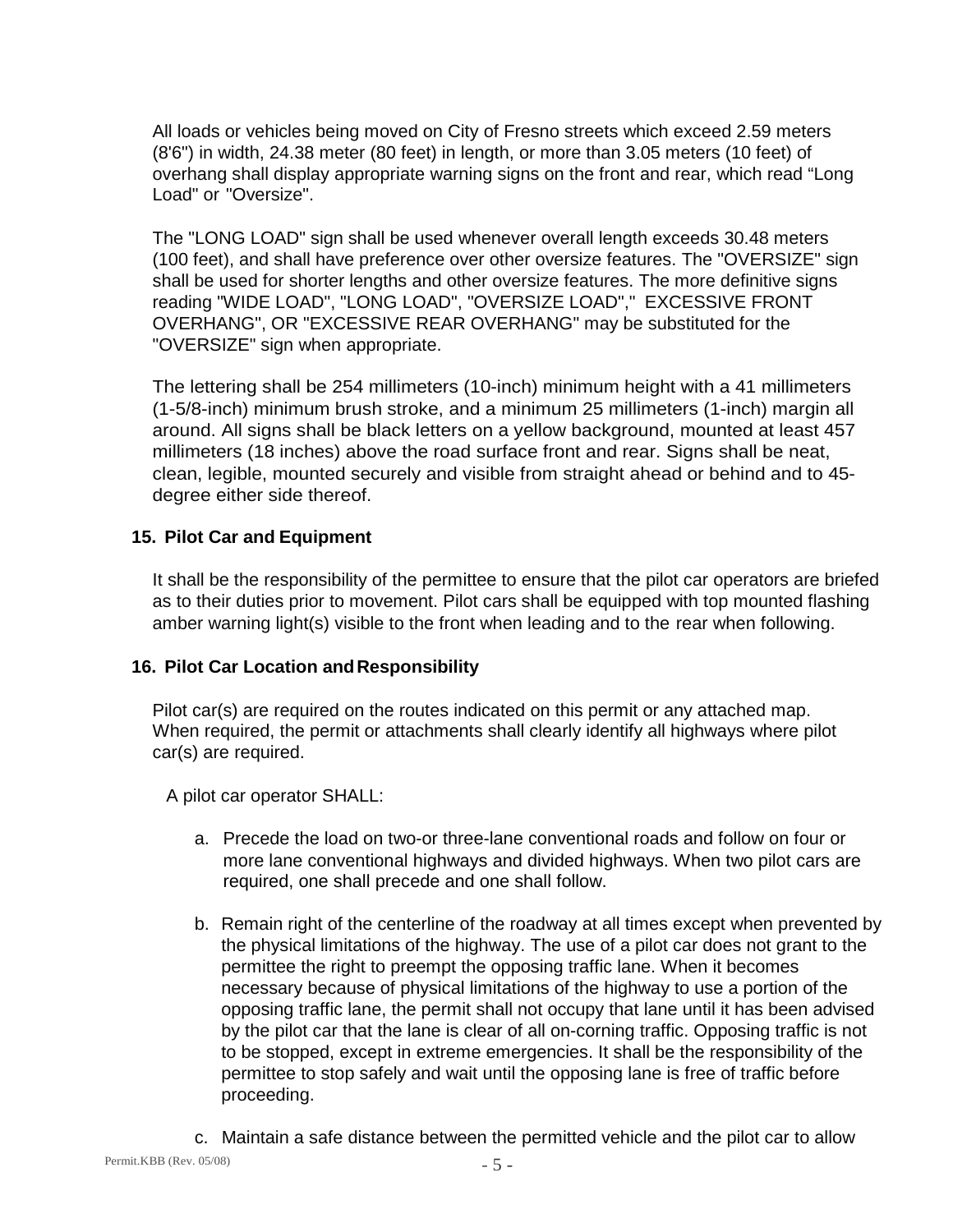All loads or vehicles being moved on City of Fresno streets which exceed 2.59 meters (8'6") in width, 24.38 meter (80 feet) in length, or more than 3.05 meters (10 feet) of overhang shall display appropriate warning signs on the front and rear, which read "Long Load" or "Oversize".

The "LONG LOAD" sign shall be used whenever overall length exceeds 30.48 meters (100 feet), and shall have preference over other oversize features. The "OVERSIZE" sign shall be used for shorter lengths and other oversize features. The more definitive signs reading "WIDE LOAD", "LONG LOAD", "OVERSIZE LOAD"," EXCESSIVE FRONT OVERHANG", OR "EXCESSIVE REAR OVERHANG" may be substituted for the "OVERSIZE" sign when appropriate.

The lettering shall be 254 millimeters (10-inch) minimum height with a 41 millimeters (1-5/8-inch) minimum brush stroke, and a minimum 25 millimeters (1-inch) margin all around. All signs shall be black letters on a yellow background, mounted at least 457 millimeters (18 inches) above the road surface front and rear. Signs shall be neat, clean, legible, mounted securely and visible from straight ahead or behind and to 45-degree either side thereof.

### 15. Pilot Car and Equipment

It shall be the responsibility of the permittee to ensure that the pilot car operators are briefed as to their duties prior to movement. Pilot cars shall be equipped with top mounted flashing amber warning light(s) visible to the front when leading and to the rear when following.

### 16. Pilot Car Location and Responsibility

Pilot car(s) are required on the routes indicated on this permit or any attached map. When required, the permit or attachments shall clearly identify all highways where pilot car(s) are required.

A pilot car operator SHALL:

a. Precede the load on two-or three-lane conventional roads and follow on four or more lane conventional highways and divided highways. When two pilot cars are required, one shall precede and one shall follow.

b. Remain right of the centerline of the roadway at all times except when prevented by the physical limitations of the highway. The use of a pilot car does not grant to the permittee the right to preempt the opposing traffic lane. When it becomes necessary because of physical limitations of the highway to use a portion of the opposing traffic lane, the permit shall not occupy that lane until it has been advised by the pilot car that the lane is clear of all on-corning traffic. Opposing traffic is not to be stopped, except in extreme emergencies. It shall be the responsibility of the permittee to stop safely and wait until the opposing lane is free of traffic before proceeding.

c. Maintain a safe distance between the permitted vehicle and the pilot car to allow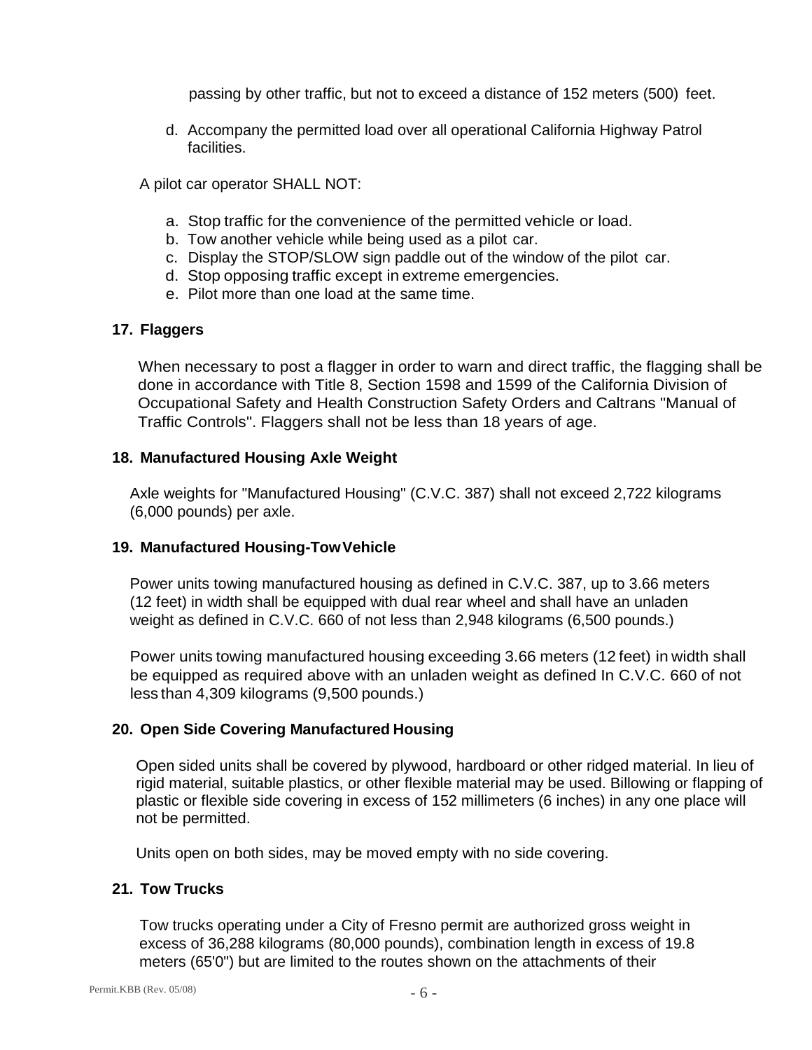passing by other traffic, but not to exceed a distance of 152 meters (500) feet.

d. Accompany the permitted load over all operational California Highway Patrol facilities.

A pilot car operator SHALL NOT:

a. Stop traffic for the convenience of the permitted vehicle or load.
b. Tow another vehicle while being used as a pilot car.
c. Display the STOP/SLOW sign paddle out of the window of the pilot car.
d. Stop opposing traffic except in extreme emergencies.
e. Pilot more than one load at the same time.

**17. Flaggers**

When necessary to post a flagger in order to warn and direct traffic, the flagging shall be done in accordance with Title 8, Section 1598 and 1599 of the California Division of Occupational Safety and Health Construction Safety Orders and Caltrans "Manual of Traffic Controls". Flaggers shall not be less than 18 years of age.

**18. Manufactured Housing Axle Weight**

Axle weights for "Manufactured Housing" (C.V.C. 387) shall not exceed 2,722 kilograms (6,000 pounds) per axle.

**19. Manufactured Housing-Tow Vehicle**

Power units towing manufactured housing as defined in C.V.C. 387, up to 3.66 meters (12 feet) in width shall be equipped with dual rear wheel and shall have an unladen weight as defined in C.V.C. 660 of not less than 2,948 kilograms (6,500 pounds.)

Power units towing manufactured housing exceeding 3.66 meters (12 feet) in width shall be equipped as required above with an unladen weight as defined In C.V.C. 660 of not less than 4,309 kilograms (9,500 pounds.)

**20. Open Side Covering Manufactured Housing**

Open sided units shall be covered by plywood, hardboard or other ridged material. In lieu of rigid material, suitable plastics, or other flexible material may be used. Billowing or flapping of plastic or flexible side covering in excess of 152 millimeters (6 inches) in any one place will not be permitted.

Units open on both sides, may be moved empty with no side covering.

**21. Tow Trucks**

Tow trucks operating under a City of Fresno permit are authorized gross weight in excess of 36,288 kilograms (80,000 pounds), combination length in excess of 19.8 meters (65'0") but are limited to the routes shown on the attachments of their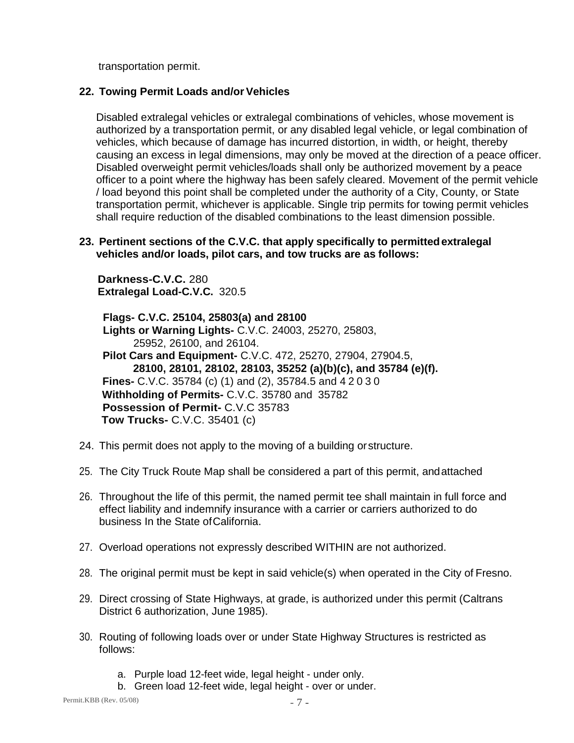transportation permit.

**22. Towing Permit Loads and/or Vehicles**

Disabled extralegal vehicles or extralegal combinations of vehicles, whose movement is authorized by a transportation permit, or any disabled legal vehicle, or legal combination of vehicles, which because of damage has incurred distortion, in width, or height, thereby causing an excess in legal dimensions, may only be moved at the direction of a peace officer. Disabled overweight permit vehicles/loads shall only be authorized movement by a peace officer to a point where the highway has been safely cleared. Movement of the permit vehicle / load beyond this point shall be completed under the authority of a City, County, or State transportation permit, whichever is applicable. Single trip permits for towing permit vehicles shall require reduction of the disabled combinations to the least dimension possible.

**23. Pertinent sections of the C.V.C. that apply specifically to permitted extralegal vehicles and/or loads, pilot cars, and tow trucks are as follows:**

**Darkness-C.V.C.** 280
**Extralegal Load-C.V.C.** 320.5

**Flags- C.V.C. 25104, 25803(a) and 28100**
**Lights or Warning Lights-** C.V.C. 24003, 25270, 25803, 25952, 26100, and 26104.
**Pilot Cars and Equipment-** C.V.C. 472, 25270, 27904, 27904.5, **28100, 28101, 28102, 28103, 35252 (a)(b)(c), and 35784 (e)(f).**
**Fines-** C.V.C. 35784 (c) (1) and (2), 35784.5 and 4 2 0 3 0
**Withholding of Permits-** C.V.C. 35780 and 35782
**Possession of Permit-** C.V.C 35783
**Tow Trucks-** C.V.C. 35401 (c)

24. This permit does not apply to the moving of a building or structure.
25. The City Truck Route Map shall be considered a part of this permit, and attached
26. Throughout the life of this permit, the named permit tee shall maintain in full force and effect liability and indemnify insurance with a carrier or carriers authorized to do business In the State of California.
27. Overload operations not expressly described WITHIN are not authorized.
28. The original permit must be kept in said vehicle(s) when operated in the City of Fresno.
29. Direct crossing of State Highways, at grade, is authorized under this permit (Caltrans District 6 authorization, June 1985).
30. Routing of following loads over or under State Highway Structures is restricted as follows:
    a. Purple load 12-feet wide, legal height - under only.
    b. Green load 12-feet wide, legal height - over or under.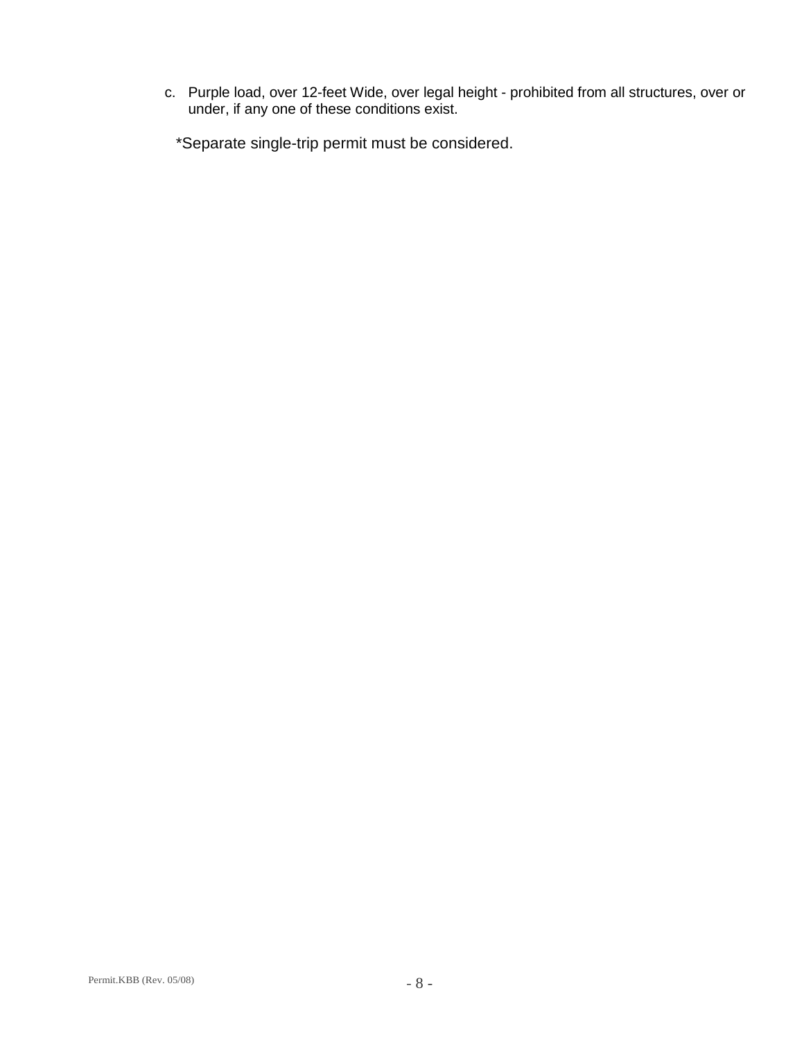c. Purple load, over 12-feet Wide, over legal height - prohibited from all structures, over or under, if any one of these conditions exist.

*Separate single-trip permit must be considered.